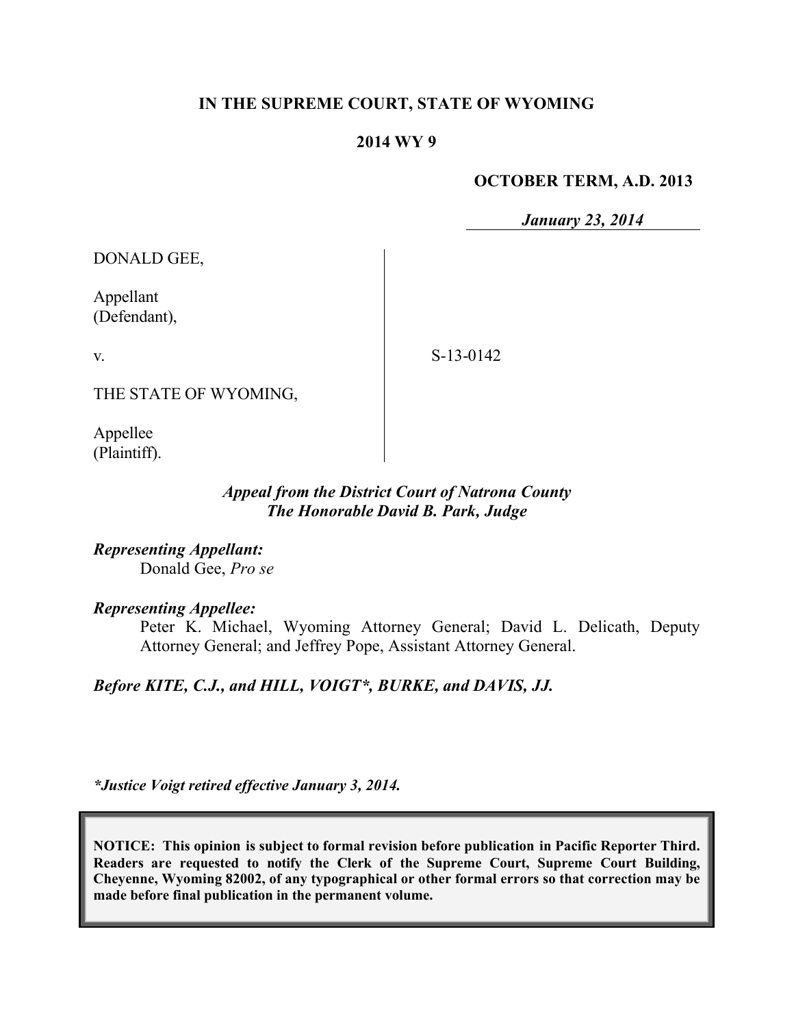**IN THE SUPREME COURT, STATE OF WYOMING**

**2014 WY 9**

**OCTOBER TERM, A.D. 2013**

***January 23, 2014***

DONALD GEE,

Appellant
(Defendant),

v.

THE STATE OF WYOMING,

Appellee
(Plaintiff).

S-13-0142

***Appeal from the District Court of Natrona County***
***The Honorable David B. Park, Judge***

***Representing Appellant:***
Donald Gee, *Pro se*

***Representing Appellee:***
Peter K. Michael, Wyoming Attorney General; David L. Delicath, Deputy Attorney General; and Jeffrey Pope, Assistant Attorney General.

***Before KITE, C.J., and HILL, VOIGT\*, BURKE, and DAVIS, JJ.***

***\*Justice Voigt retired effective January 3, 2014.***

**NOTICE: This opinion is subject to formal revision before publication in Pacific Reporter Third. Readers are requested to notify the Clerk of the Supreme Court, Supreme Court Building, Cheyenne, Wyoming 82002, of any typographical or other formal errors so that correction may be made before final publication in the permanent volume.**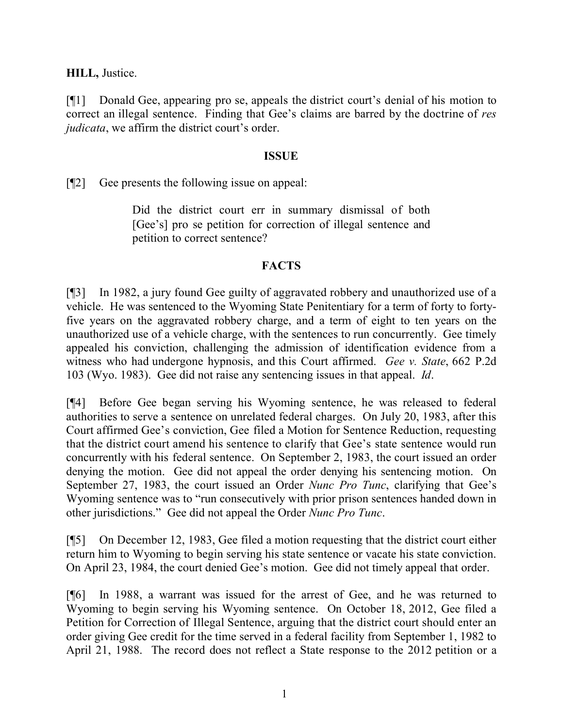**HILL,** Justice.

[¶1] Donald Gee, appearing pro se, appeals the district court's denial of his motion to correct an illegal sentence. Finding that Gee's claims are barred by the doctrine of *res judicata*, we affirm the district court's order.

## ISSUE

[¶2] Gee presents the following issue on appeal:

> Did the district court err in summary dismissal of both [Gee's] pro se petition for correction of illegal sentence and petition to correct sentence?

## FACTS

[¶3] In 1982, a jury found Gee guilty of aggravated robbery and unauthorized use of a vehicle. He was sentenced to the Wyoming State Penitentiary for a term of forty to forty-five years on the aggravated robbery charge, and a term of eight to ten years on the unauthorized use of a vehicle charge, with the sentences to run concurrently. Gee timely appealed his conviction, challenging the admission of identification evidence from a witness who had undergone hypnosis, and this Court affirmed. *Gee v. State*, 662 P.2d 103 (Wyo. 1983). Gee did not raise any sentencing issues in that appeal. *Id*.

[¶4] Before Gee began serving his Wyoming sentence, he was released to federal authorities to serve a sentence on unrelated federal charges. On July 20, 1983, after this Court affirmed Gee's conviction, Gee filed a Motion for Sentence Reduction, requesting that the district court amend his sentence to clarify that Gee's state sentence would run concurrently with his federal sentence. On September 2, 1983, the court issued an order denying the motion. Gee did not appeal the order denying his sentencing motion. On September 27, 1983, the court issued an Order *Nunc Pro Tunc*, clarifying that Gee's Wyoming sentence was to "run consecutively with prior prison sentences handed down in other jurisdictions." Gee did not appeal the Order *Nunc Pro Tunc*.

[¶5] On December 12, 1983, Gee filed a motion requesting that the district court either return him to Wyoming to begin serving his state sentence or vacate his state conviction. On April 23, 1984, the court denied Gee's motion. Gee did not timely appeal that order.

[¶6] In 1988, a warrant was issued for the arrest of Gee, and he was returned to Wyoming to begin serving his Wyoming sentence. On October 18, 2012, Gee filed a Petition for Correction of Illegal Sentence, arguing that the district court should enter an order giving Gee credit for the time served in a federal facility from September 1, 1982 to April 21, 1988. The record does not reflect a State response to the 2012 petition or a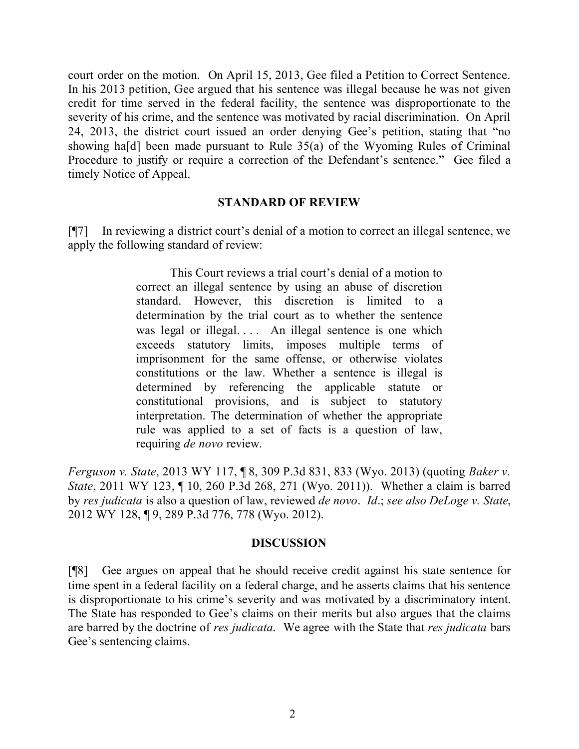court order on the motion. On April 15, 2013, Gee filed a Petition to Correct Sentence. In his 2013 petition, Gee argued that his sentence was illegal because he was not given credit for time served in the federal facility, the sentence was disproportionate to the severity of his crime, and the sentence was motivated by racial discrimination. On April 24, 2013, the district court issued an order denying Gee's petition, stating that "no showing ha[d] been made pursuant to Rule 35(a) of the Wyoming Rules of Criminal Procedure to justify or require a correction of the Defendant's sentence." Gee filed a timely Notice of Appeal.

## STANDARD OF REVIEW

[¶7] In reviewing a district court's denial of a motion to correct an illegal sentence, we apply the following standard of review:

> This Court reviews a trial court's denial of a motion to correct an illegal sentence by using an abuse of discretion standard. However, this discretion is limited to a determination by the trial court as to whether the sentence was legal or illegal. . . . An illegal sentence is one which exceeds statutory limits, imposes multiple terms of imprisonment for the same offense, or otherwise violates constitutions or the law. Whether a sentence is illegal is determined by referencing the applicable statute or constitutional provisions, and is subject to statutory interpretation. The determination of whether the appropriate rule was applied to a set of facts is a question of law, requiring *de novo* review.

*Ferguson v. State*, 2013 WY 117, ¶ 8, 309 P.3d 831, 833 (Wyo. 2013) (quoting *Baker v. State*, 2011 WY 123, ¶ 10, 260 P.3d 268, 271 (Wyo. 2011)). Whether a claim is barred by *res judicata* is also a question of law, reviewed *de novo*. *Id*.; *see also DeLoge v. State*, 2012 WY 128, ¶ 9, 289 P.3d 776, 778 (Wyo. 2012).

## DISCUSSION

[¶8] Gee argues on appeal that he should receive credit against his state sentence for time spent in a federal facility on a federal charge, and he asserts claims that his sentence is disproportionate to his crime's severity and was motivated by a discriminatory intent. The State has responded to Gee's claims on their merits but also argues that the claims are barred by the doctrine of *res judicata*. We agree with the State that *res judicata* bars Gee's sentencing claims.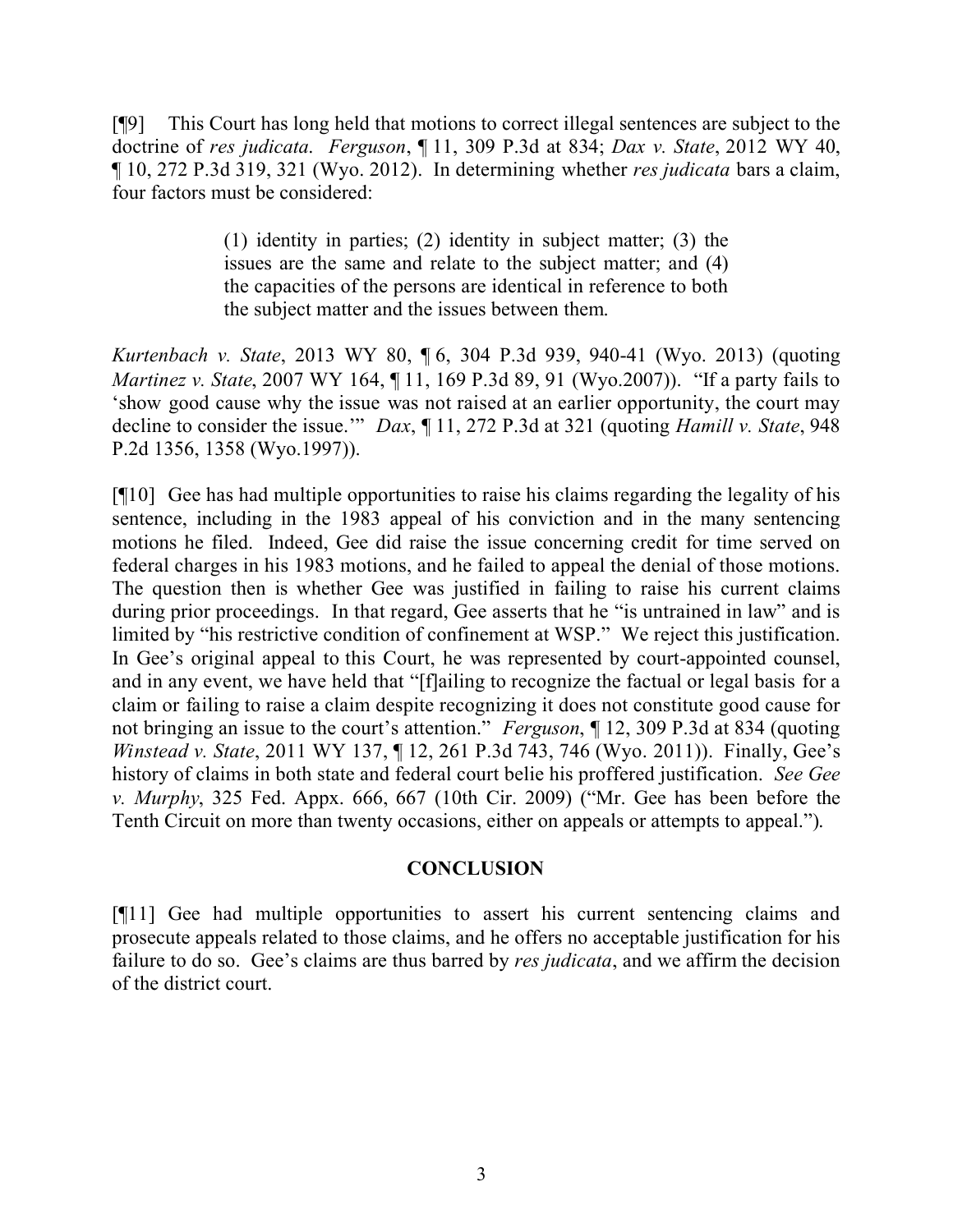[¶9] This Court has long held that motions to correct illegal sentences are subject to the doctrine of *res judicata*. *Ferguson*, ¶ 11, 309 P.3d at 834; *Dax v. State*, 2012 WY 40, ¶ 10, 272 P.3d 319, 321 (Wyo. 2012). In determining whether *res judicata* bars a claim, four factors must be considered:

> (1) identity in parties; (2) identity in subject matter; (3) the issues are the same and relate to the subject matter; and (4) the capacities of the persons are identical in reference to both the subject matter and the issues between them.

*Kurtenbach v. State*, 2013 WY 80, ¶ 6, 304 P.3d 939, 940-41 (Wyo. 2013) (quoting *Martinez v. State*, 2007 WY 164, ¶ 11, 169 P.3d 89, 91 (Wyo.2007)). "If a party fails to 'show good cause why the issue was not raised at an earlier opportunity, the court may decline to consider the issue.'" *Dax*, ¶ 11, 272 P.3d at 321 (quoting *Hamill v. State*, 948 P.2d 1356, 1358 (Wyo.1997)).

[¶10] Gee has had multiple opportunities to raise his claims regarding the legality of his sentence, including in the 1983 appeal of his conviction and in the many sentencing motions he filed. Indeed, Gee did raise the issue concerning credit for time served on federal charges in his 1983 motions, and he failed to appeal the denial of those motions. The question then is whether Gee was justified in failing to raise his current claims during prior proceedings. In that regard, Gee asserts that he "is untrained in law" and is limited by "his restrictive condition of confinement at WSP." We reject this justification. In Gee's original appeal to this Court, he was represented by court-appointed counsel, and in any event, we have held that "[f]ailing to recognize the factual or legal basis for a claim or failing to raise a claim despite recognizing it does not constitute good cause for not bringing an issue to the court's attention." *Ferguson*, ¶ 12, 309 P.3d at 834 (quoting *Winstead v. State*, 2011 WY 137, ¶ 12, 261 P.3d 743, 746 (Wyo. 2011)). Finally, Gee's history of claims in both state and federal court belie his proffered justification. *See Gee v. Murphy*, 325 Fed. Appx. 666, 667 (10th Cir. 2009) ("Mr. Gee has been before the Tenth Circuit on more than twenty occasions, either on appeals or attempts to appeal.").

## CONCLUSION

[¶11] Gee had multiple opportunities to assert his current sentencing claims and prosecute appeals related to those claims, and he offers no acceptable justification for his failure to do so. Gee's claims are thus barred by *res judicata*, and we affirm the decision of the district court.